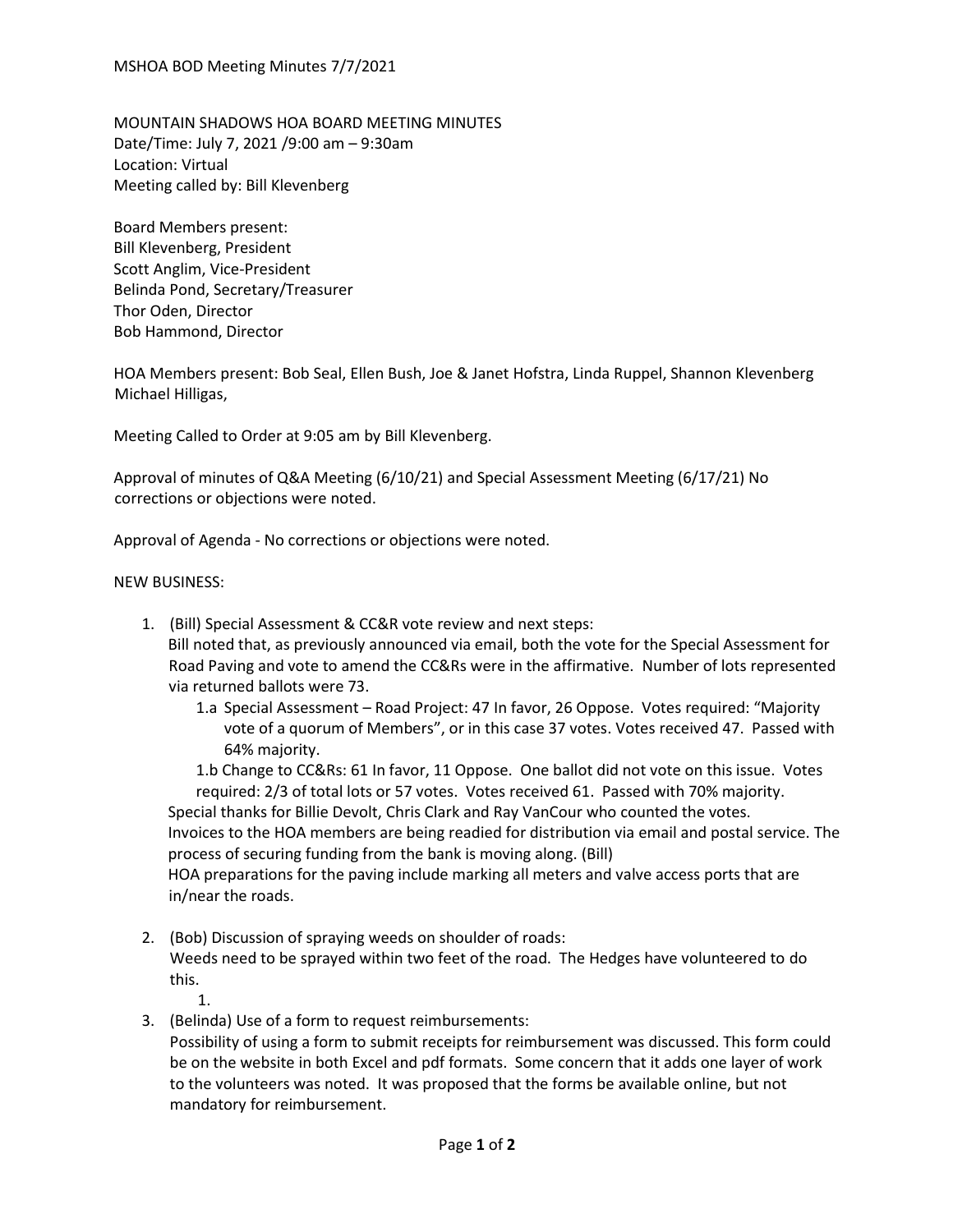MOUNTAIN SHADOWS HOA BOARD MEETING MINUTES
Date/Time: July 7, 2021 /9:00 am – 9:30am
Location: Virtual
Meeting called by: Bill Klevenberg

Board Members present:
Bill Klevenberg, President
Scott Anglim, Vice-President
Belinda Pond, Secretary/Treasurer
Thor Oden, Director
Bob Hammond, Director

HOA Members present: Bob Seal, Ellen Bush, Joe & Janet Hofstra, Linda Ruppel, Shannon Klevenberg Michael Hilligas,

Meeting Called to Order at 9:05 am by Bill Klevenberg.

Approval of minutes of Q&A Meeting (6/10/21) and Special Assessment Meeting (6/17/21) No corrections or objections were noted.

Approval of Agenda - No corrections or objections were noted.

NEW BUSINESS:

1. (Bill) Special Assessment & CC&R vote review and next steps:
   Bill noted that, as previously announced via email, both the vote for the Special Assessment for Road Paving and vote to amend the CC&Rs were in the affirmative. Number of lots represented via returned ballots were 73.
   - 1.a Special Assessment – Road Project: 47 In favor, 26 Oppose. Votes required: "Majority vote of a quorum of Members", or in this case 37 votes. Votes received 47. Passed with 64% majority.
   - 1.b Change to CC&Rs: 61 In favor, 11 Oppose. One ballot did not vote on this issue. Votes required: 2/3 of total lots or 57 votes. Votes received 61. Passed with 70% majority.

   Special thanks for Billie Devolt, Chris Clark and Ray VanCour who counted the votes.
   Invoices to the HOA members are being readied for distribution via email and postal service. The process of securing funding from the bank is moving along. (Bill)
   HOA preparations for the paving include marking all meters and valve access ports that are in/near the roads.

2. (Bob) Discussion of spraying weeds on shoulder of roads:
   Weeds need to be sprayed within two feet of the road. The Hedges have volunteered to do this.
   1.
3. (Belinda) Use of a form to request reimbursements:
   Possibility of using a form to submit receipts for reimbursement was discussed. This form could be on the website in both Excel and pdf formats. Some concern that it adds one layer of work to the volunteers was noted. It was proposed that the forms be available online, but not mandatory for reimbursement.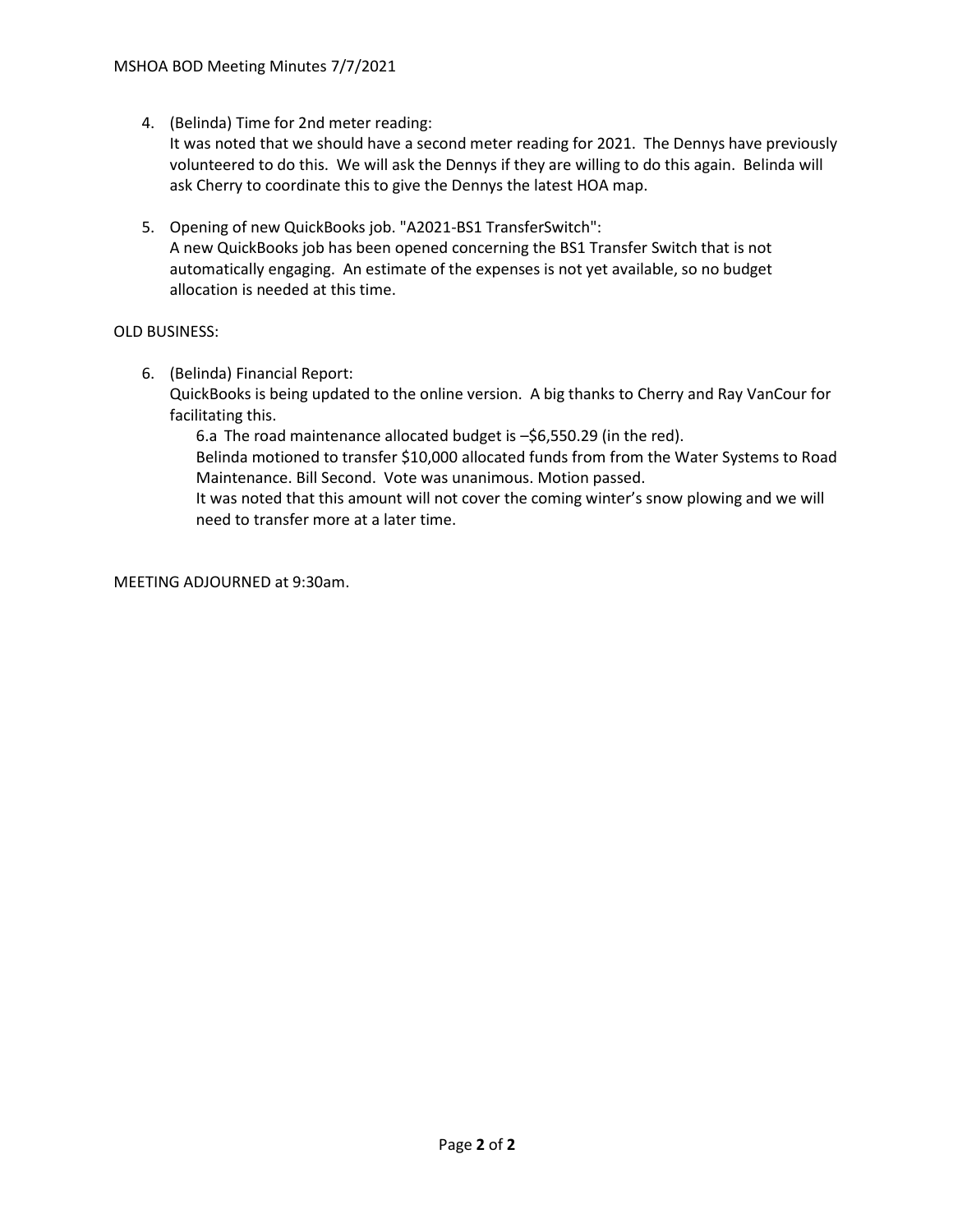4. (Belinda) Time for 2nd meter reading:
   It was noted that we should have a second meter reading for 2021. The Dennys have previously volunteered to do this. We will ask the Dennys if they are willing to do this again. Belinda will ask Cherry to coordinate this to give the Dennys the latest HOA map.

5. Opening of new QuickBooks job. "A2021-BS1 TransferSwitch":
   A new QuickBooks job has been opened concerning the BS1 Transfer Switch that is not automatically engaging. An estimate of the expenses is not yet available, so no budget allocation is needed at this time.

OLD BUSINESS:

6. (Belinda) Financial Report:
   QuickBooks is being updated to the online version. A big thanks to Cherry and Ray VanCour for facilitating this.

   6.a The road maintenance allocated budget is –$6,550.29 (in the red).
   Belinda motioned to transfer $10,000 allocated funds from from the Water Systems to Road Maintenance. Bill Second. Vote was unanimous. Motion passed.
   It was noted that this amount will not cover the coming winter's snow plowing and we will need to transfer more at a later time.

MEETING ADJOURNED at 9:30am.